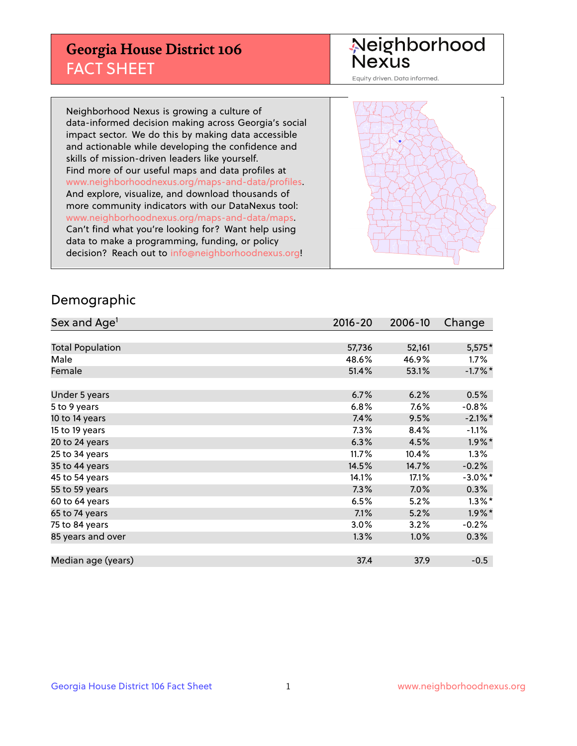# Georgia House District 106
## FACT SHEET

Neighborhood Nexus
Equity driven. Data informed.

Neighborhood Nexus is growing a culture of data-informed decision making across Georgia's social impact sector. We do this by making data accessible and actionable while developing the confidence and skills of mission-driven leaders like yourself. Find more of our useful maps and data profiles at www.neighborhoodnexus.org/maps-and-data/profiles. And explore, visualize, and download thousands of more community indicators with our DataNexus tool: www.neighborhoodnexus.org/maps-and-data/maps. Can't find what you're looking for? Want help using data to make a programming, funding, or policy decision? Reach out to info@neighborhoodnexus.org!

## Demographic

| Sex and Age[1] | 2016-20 | 2006-10 | Change |
|---|---|---|---|
| Total Population | 57,736 | 52,161 | 5,575* |
| Male | 48.6% | 46.9% | 1.7% |
| Female | 51.4% | 53.1% | -1.7%* |
| Under 5 years | 6.7% | 6.2% | 0.5% |
| 5 to 9 years | 6.8% | 7.6% | -0.8% |
| 10 to 14 years | 7.4% | 9.5% | -2.1%* |
| 15 to 19 years | 7.3% | 8.4% | -1.1% |
| 20 to 24 years | 6.3% | 4.5% | 1.9%* |
| 25 to 34 years | 11.7% | 10.4% | 1.3% |
| 35 to 44 years | 14.5% | 14.7% | -0.2% |
| 45 to 54 years | 14.1% | 17.1% | -3.0%* |
| 55 to 59 years | 7.3% | 7.0% | 0.3% |
| 60 to 64 years | 6.5% | 5.2% | 1.3%* |
| 65 to 74 years | 7.1% | 5.2% | 1.9%* |
| 75 to 84 years | 3.0% | 3.2% | -0.2% |
| 85 years and over | 1.3% | 1.0% | 0.3% |
| Median age (years) | 37.4 | 37.9 | -0.5 |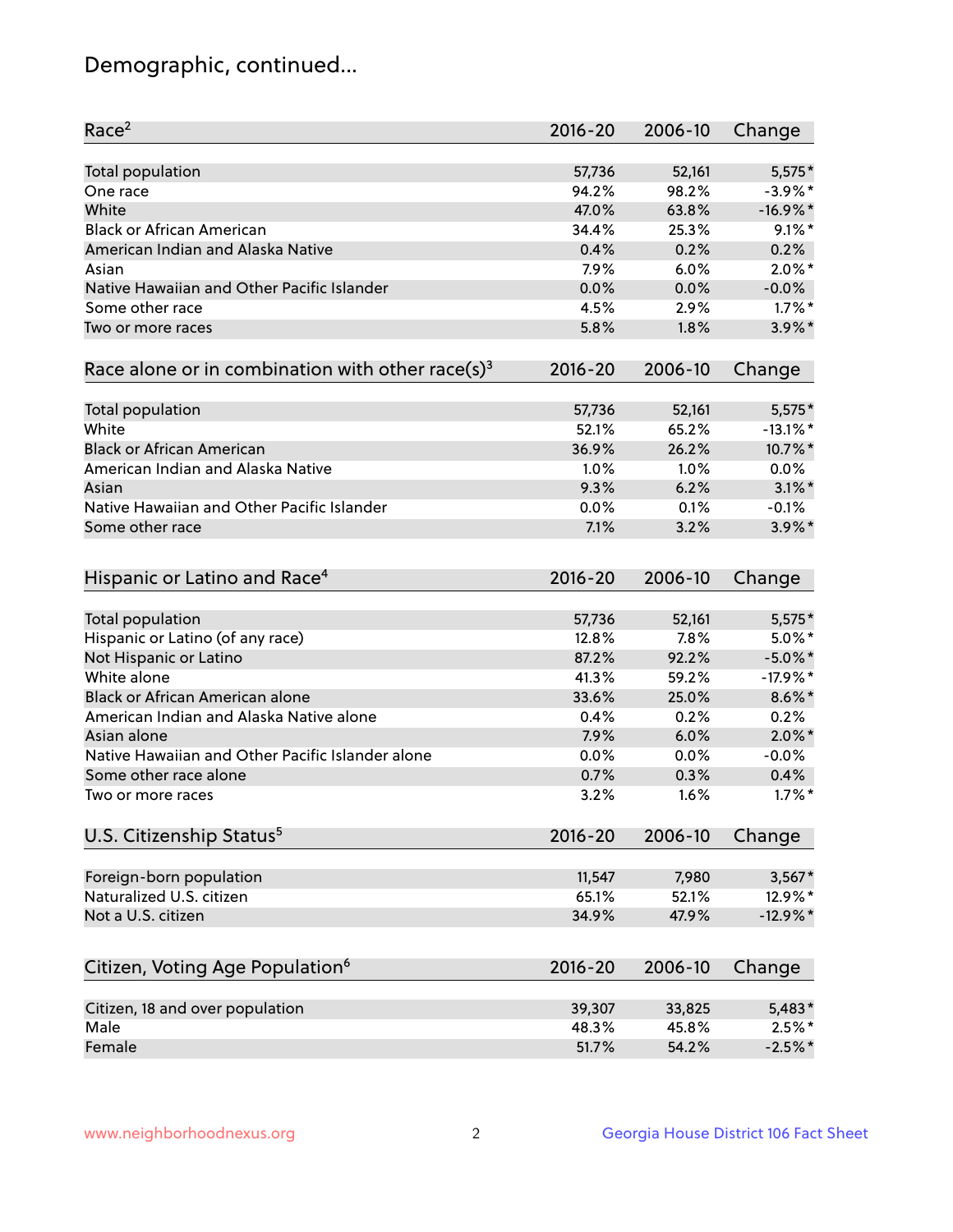# Demographic, continued...

| Race[2] | 2016-20 | 2006-10 | Change |
|---|---|---|---|
| Total population | 57,736 | 52,161 | 5,575* |
| One race | 94.2% | 98.2% | -3.9%* |
| White | 47.0% | 63.8% | -16.9%* |
| Black or African American | 34.4% | 25.3% | 9.1%* |
| American Indian and Alaska Native | 0.4% | 0.2% | 0.2% |
| Asian | 7.9% | 6.0% | 2.0%* |
| Native Hawaiian and Other Pacific Islander | 0.0% | 0.0% | -0.0% |
| Some other race | 4.5% | 2.9% | 1.7%* |
| Two or more races | 5.8% | 1.8% | 3.9%* |

| Race alone or in combination with other race(s)[3] | 2016-20 | 2006-10 | Change |
|---|---|---|---|
| Total population | 57,736 | 52,161 | 5,575* |
| White | 52.1% | 65.2% | -13.1%* |
| Black or African American | 36.9% | 26.2% | 10.7%* |
| American Indian and Alaska Native | 1.0% | 1.0% | 0.0% |
| Asian | 9.3% | 6.2% | 3.1%* |
| Native Hawaiian and Other Pacific Islander | 0.0% | 0.1% | -0.1% |
| Some other race | 7.1% | 3.2% | 3.9%* |

| Hispanic or Latino and Race[4] | 2016-20 | 2006-10 | Change |
|---|---|---|---|
| Total population | 57,736 | 52,161 | 5,575* |
| Hispanic or Latino (of any race) | 12.8% | 7.8% | 5.0%* |
| Not Hispanic or Latino | 87.2% | 92.2% | -5.0%* |
| White alone | 41.3% | 59.2% | -17.9%* |
| Black or African American alone | 33.6% | 25.0% | 8.6%* |
| American Indian and Alaska Native alone | 0.4% | 0.2% | 0.2% |
| Asian alone | 7.9% | 6.0% | 2.0%* |
| Native Hawaiian and Other Pacific Islander alone | 0.0% | 0.0% | -0.0% |
| Some other race alone | 0.7% | 0.3% | 0.4% |
| Two or more races | 3.2% | 1.6% | 1.7%* |

| U.S. Citizenship Status[5] | 2016-20 | 2006-10 | Change |
|---|---|---|---|
| Foreign-born population | 11,547 | 7,980 | 3,567* |
| Naturalized U.S. citizen | 65.1% | 52.1% | 12.9%* |
| Not a U.S. citizen | 34.9% | 47.9% | -12.9%* |

| Citizen, Voting Age Population[6] | 2016-20 | 2006-10 | Change |
|---|---|---|---|
| Citizen, 18 and over population | 39,307 | 33,825 | 5,483* |
| Male | 48.3% | 45.8% | 2.5%* |
| Female | 51.7% | 54.2% | -2.5%* |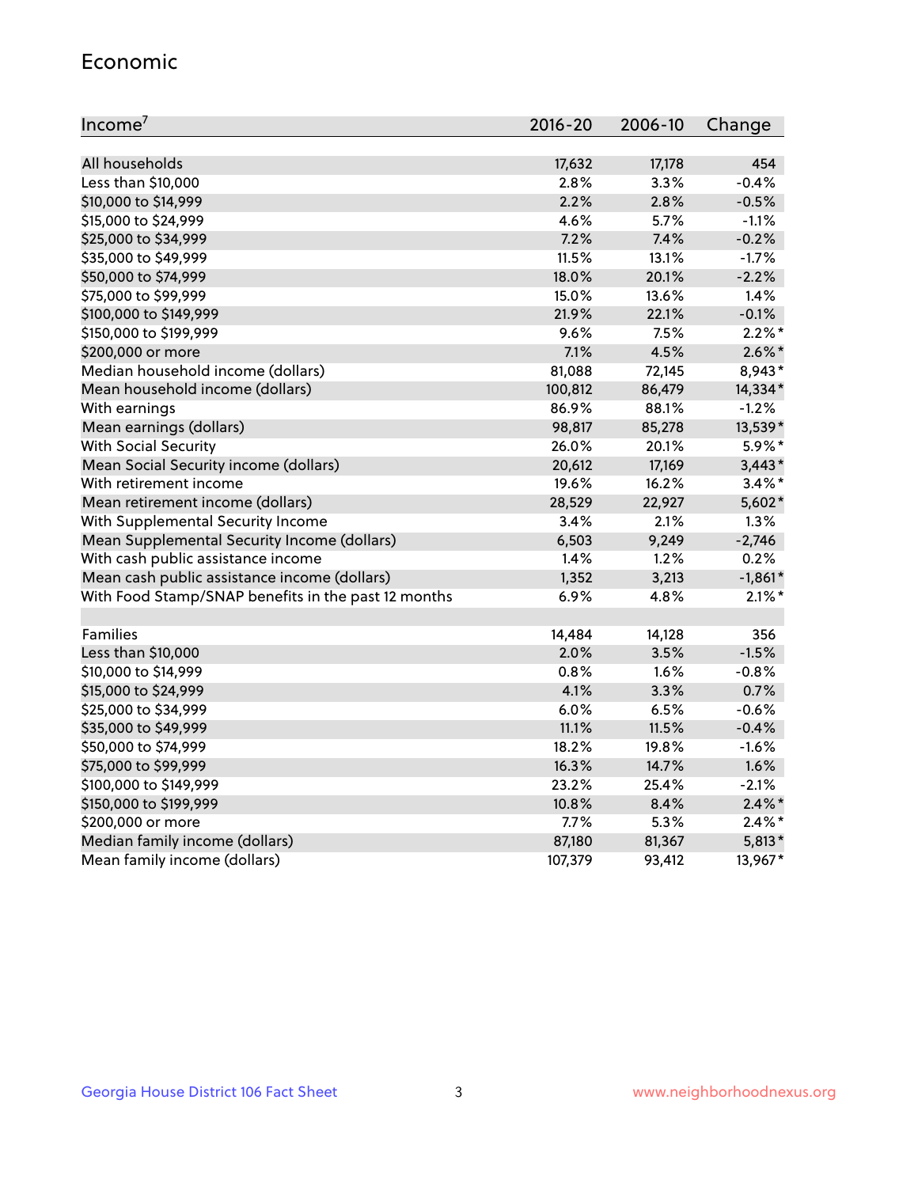## Economic

| Income[7] | 2016-20 | 2006-10 | Change |
|---|---|---|---|
| All households | 17,632 | 17,178 | 454 |
| Less than $10,000 | 2.8% | 3.3% | -0.4% |
| $10,000 to $14,999 | 2.2% | 2.8% | -0.5% |
| $15,000 to $24,999 | 4.6% | 5.7% | -1.1% |
| $25,000 to $34,999 | 7.2% | 7.4% | -0.2% |
| $35,000 to $49,999 | 11.5% | 13.1% | -1.7% |
| $50,000 to $74,999 | 18.0% | 20.1% | -2.2% |
| $75,000 to $99,999 | 15.0% | 13.6% | 1.4% |
| $100,000 to $149,999 | 21.9% | 22.1% | -0.1% |
| $150,000 to $199,999 | 9.6% | 7.5% | 2.2%* |
| $200,000 or more | 7.1% | 4.5% | 2.6%* |
| Median household income (dollars) | 81,088 | 72,145 | 8,943* |
| Mean household income (dollars) | 100,812 | 86,479 | 14,334* |
| With earnings | 86.9% | 88.1% | -1.2% |
| Mean earnings (dollars) | 98,817 | 85,278 | 13,539* |
| With Social Security | 26.0% | 20.1% | 5.9%* |
| Mean Social Security income (dollars) | 20,612 | 17,169 | 3,443* |
| With retirement income | 19.6% | 16.2% | 3.4%* |
| Mean retirement income (dollars) | 28,529 | 22,927 | 5,602* |
| With Supplemental Security Income | 3.4% | 2.1% | 1.3% |
| Mean Supplemental Security Income (dollars) | 6,503 | 9,249 | -2,746 |
| With cash public assistance income | 1.4% | 1.2% | 0.2% |
| Mean cash public assistance income (dollars) | 1,352 | 3,213 | -1,861* |
| With Food Stamp/SNAP benefits in the past 12 months | 6.9% | 4.8% | 2.1%* |
| | | | |
| Families | 14,484 | 14,128 | 356 |
| Less than $10,000 | 2.0% | 3.5% | -1.5% |
| $10,000 to $14,999 | 0.8% | 1.6% | -0.8% |
| $15,000 to $24,999 | 4.1% | 3.3% | 0.7% |
| $25,000 to $34,999 | 6.0% | 6.5% | -0.6% |
| $35,000 to $49,999 | 11.1% | 11.5% | -0.4% |
| $50,000 to $74,999 | 18.2% | 19.8% | -1.6% |
| $75,000 to $99,999 | 16.3% | 14.7% | 1.6% |
| $100,000 to $149,999 | 23.2% | 25.4% | -2.1% |
| $150,000 to $199,999 | 10.8% | 8.4% | 2.4%* |
| $200,000 or more | 7.7% | 5.3% | 2.4%* |
| Median family income (dollars) | 87,180 | 81,367 | 5,813* |
| Mean family income (dollars) | 107,379 | 93,412 | 13,967* |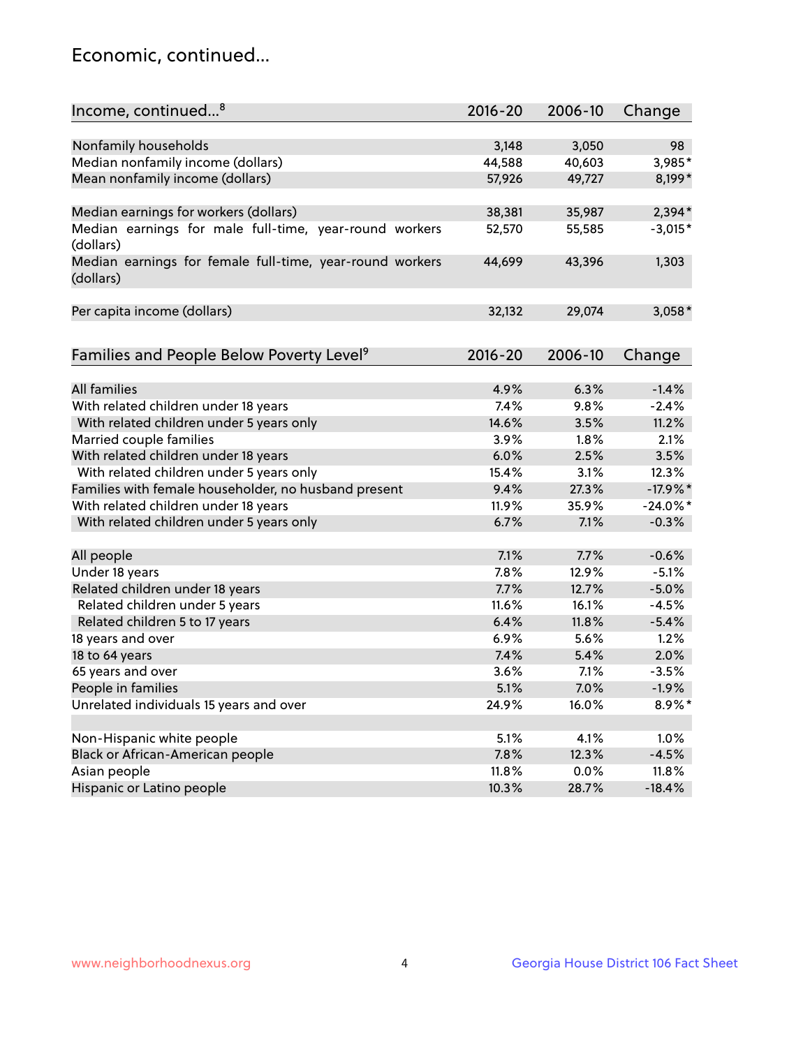## Economic, continued...

| Income, continued...[8] | 2016-20 | 2006-10 | Change |
|---|---|---|---|
| Nonfamily households | 3,148 | 3,050 | 98 |
| Median nonfamily income (dollars) | 44,588 | 40,603 | 3,985* |
| Mean nonfamily income (dollars) | 57,926 | 49,727 | 8,199* |
| Median earnings for workers (dollars) | 38,381 | 35,987 | 2,394* |
| Median earnings for male full-time, year-round workers (dollars) | 52,570 | 55,585 | -3,015* |
| Median earnings for female full-time, year-round workers (dollars) | 44,699 | 43,396 | 1,303 |
| Per capita income (dollars) | 32,132 | 29,074 | 3,058* |

| Families and People Below Poverty Level[9] | 2016-20 | 2006-10 | Change |
|---|---|---|---|
| All families | 4.9% | 6.3% | -1.4% |
| With related children under 18 years | 7.4% | 9.8% | -2.4% |
| With related children under 5 years only | 14.6% | 3.5% | 11.2% |
| Married couple families | 3.9% | 1.8% | 2.1% |
| With related children under 18 years | 6.0% | 2.5% | 3.5% |
| With related children under 5 years only | 15.4% | 3.1% | 12.3% |
| Families with female householder, no husband present | 9.4% | 27.3% | -17.9%* |
| With related children under 18 years | 11.9% | 35.9% | -24.0%* |
| With related children under 5 years only | 6.7% | 7.1% | -0.3% |
| All people | 7.1% | 7.7% | -0.6% |
| Under 18 years | 7.8% | 12.9% | -5.1% |
| Related children under 18 years | 7.7% | 12.7% | -5.0% |
| Related children under 5 years | 11.6% | 16.1% | -4.5% |
| Related children 5 to 17 years | 6.4% | 11.8% | -5.4% |
| 18 years and over | 6.9% | 5.6% | 1.2% |
| 18 to 64 years | 7.4% | 5.4% | 2.0% |
| 65 years and over | 3.6% | 7.1% | -3.5% |
| People in families | 5.1% | 7.0% | -1.9% |
| Unrelated individuals 15 years and over | 24.9% | 16.0% | 8.9%* |
| Non-Hispanic white people | 5.1% | 4.1% | 1.0% |
| Black or African-American people | 7.8% | 12.3% | -4.5% |
| Asian people | 11.8% | 0.0% | 11.8% |
| Hispanic or Latino people | 10.3% | 28.7% | -18.4% |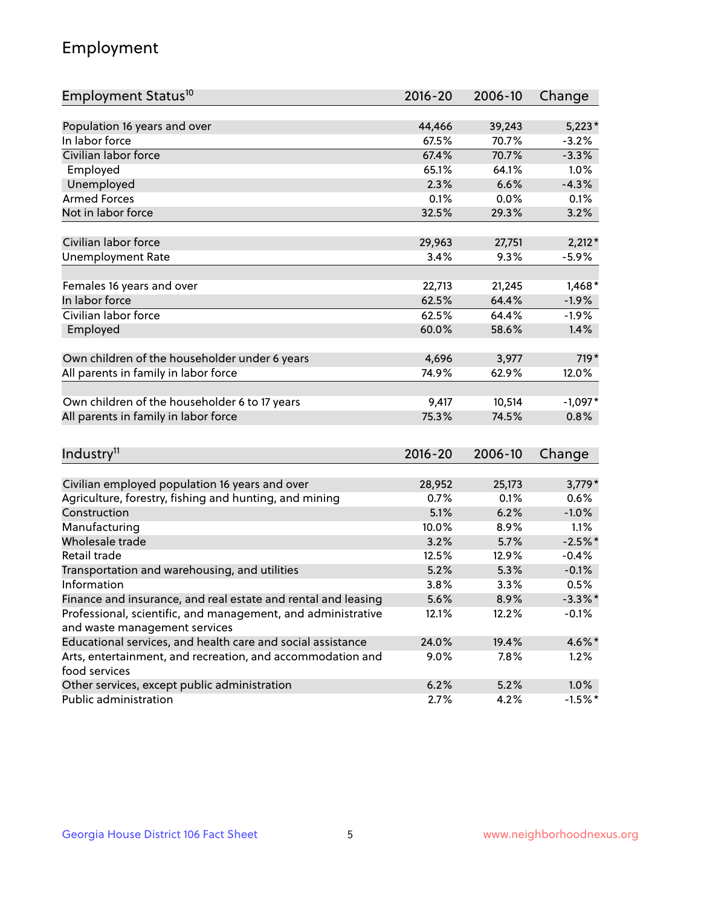# Employment

| Employment Status[10] | 2016-20 | 2006-10 | Change |
|---|---|---|---|
| Population 16 years and over | 44,466 | 39,243 | 5,223* |
| In labor force | 67.5% | 70.7% | -3.2% |
| Civilian labor force | 67.4% | 70.7% | -3.3% |
| Employed | 65.1% | 64.1% | 1.0% |
| Unemployed | 2.3% | 6.6% | -4.3% |
| Armed Forces | 0.1% | 0.0% | 0.1% |
| Not in labor force | 32.5% | 29.3% | 3.2% |
| | | | |
| Civilian labor force | 29,963 | 27,751 | 2,212* |
| Unemployment Rate | 3.4% | 9.3% | -5.9% |
| | | | |
| Females 16 years and over | 22,713 | 21,245 | 1,468* |
| In labor force | 62.5% | 64.4% | -1.9% |
| Civilian labor force | 62.5% | 64.4% | -1.9% |
| Employed | 60.0% | 58.6% | 1.4% |
| | | | |
| Own children of the householder under 6 years | 4,696 | 3,977 | 719* |
| All parents in family in labor force | 74.9% | 62.9% | 12.0% |
| | | | |
| Own children of the householder 6 to 17 years | 9,417 | 10,514 | -1,097* |
| All parents in family in labor force | 75.3% | 74.5% | 0.8% |

| Industry[11] | 2016-20 | 2006-10 | Change |
|---|---|---|---|
| Civilian employed population 16 years and over | 28,952 | 25,173 | 3,779* |
| Agriculture, forestry, fishing and hunting, and mining | 0.7% | 0.1% | 0.6% |
| Construction | 5.1% | 6.2% | -1.0% |
| Manufacturing | 10.0% | 8.9% | 1.1% |
| Wholesale trade | 3.2% | 5.7% | -2.5%* |
| Retail trade | 12.5% | 12.9% | -0.4% |
| Transportation and warehousing, and utilities | 5.2% | 5.3% | -0.1% |
| Information | 3.8% | 3.3% | 0.5% |
| Finance and insurance, and real estate and rental and leasing | 5.6% | 8.9% | -3.3%* |
| Professional, scientific, and management, and administrative and waste management services | 12.1% | 12.2% | -0.1% |
| Educational services, and health care and social assistance | 24.0% | 19.4% | 4.6%* |
| Arts, entertainment, and recreation, and accommodation and food services | 9.0% | 7.8% | 1.2% |
| Other services, except public administration | 6.2% | 5.2% | 1.0% |
| Public administration | 2.7% | 4.2% | -1.5%* |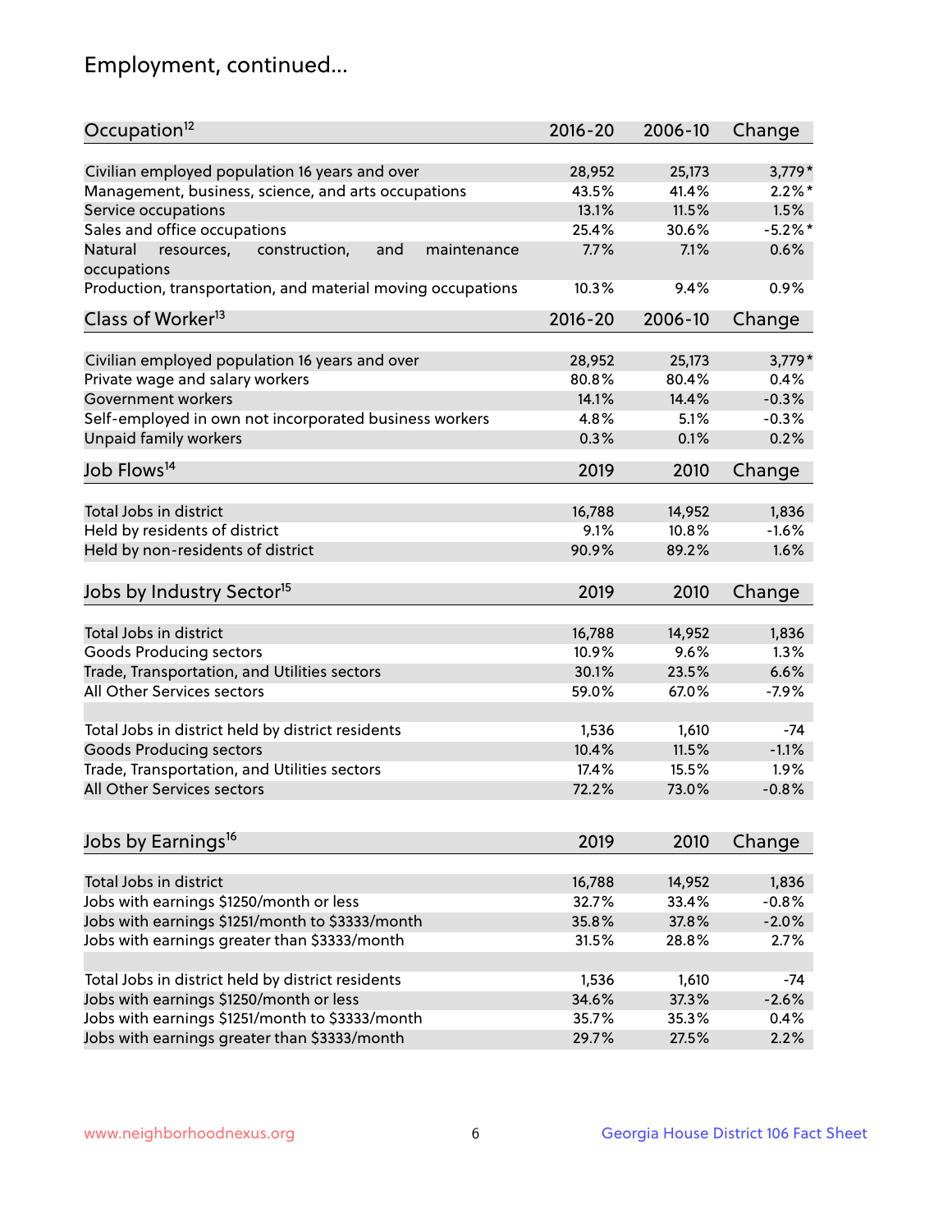## Employment, continued...

| Occupation[12] | 2016-20 | 2006-10 | Change |
|---|---|---|---|
| Civilian employed population 16 years and over | 28,952 | 25,173 | 3,779* |
| Management, business, science, and arts occupations | 43.5% | 41.4% | 2.2%* |
| Service occupations | 13.1% | 11.5% | 1.5% |
| Sales and office occupations | 25.4% | 30.6% | -5.2%* |
| Natural resources, construction, and maintenance occupations | 7.7% | 7.1% | 0.6% |
| Production, transportation, and material moving occupations | 10.3% | 9.4% | 0.9% |

| Class of Worker[13] | 2016-20 | 2006-10 | Change |
|---|---|---|---|
| Civilian employed population 16 years and over | 28,952 | 25,173 | 3,779* |
| Private wage and salary workers | 80.8% | 80.4% | 0.4% |
| Government workers | 14.1% | 14.4% | -0.3% |
| Self-employed in own not incorporated business workers | 4.8% | 5.1% | -0.3% |
| Unpaid family workers | 0.3% | 0.1% | 0.2% |

| Job Flows[14] | 2019 | 2010 | Change |
|---|---|---|---|
| Total Jobs in district | 16,788 | 14,952 | 1,836 |
| Held by residents of district | 9.1% | 10.8% | -1.6% |
| Held by non-residents of district | 90.9% | 89.2% | 1.6% |

| Jobs by Industry Sector[15] | 2019 | 2010 | Change |
|---|---|---|---|
| Total Jobs in district | 16,788 | 14,952 | 1,836 |
| Goods Producing sectors | 10.9% | 9.6% | 1.3% |
| Trade, Transportation, and Utilities sectors | 30.1% | 23.5% | 6.6% |
| All Other Services sectors | 59.0% | 67.0% | -7.9% |
| | | | |
| Total Jobs in district held by district residents | 1,536 | 1,610 | -74 |
| Goods Producing sectors | 10.4% | 11.5% | -1.1% |
| Trade, Transportation, and Utilities sectors | 17.4% | 15.5% | 1.9% |
| All Other Services sectors | 72.2% | 73.0% | -0.8% |

| Jobs by Earnings[16] | 2019 | 2010 | Change |
|---|---|---|---|
| Total Jobs in district | 16,788 | 14,952 | 1,836 |
| Jobs with earnings $1250/month or less | 32.7% | 33.4% | -0.8% |
| Jobs with earnings $1251/month to $3333/month | 35.8% | 37.8% | -2.0% |
| Jobs with earnings greater than $3333/month | 31.5% | 28.8% | 2.7% |
| | | | |
| Total Jobs in district held by district residents | 1,536 | 1,610 | -74 |
| Jobs with earnings $1250/month or less | 34.6% | 37.3% | -2.6% |
| Jobs with earnings $1251/month to $3333/month | 35.7% | 35.3% | 0.4% |
| Jobs with earnings greater than $3333/month | 29.7% | 27.5% | 2.2% |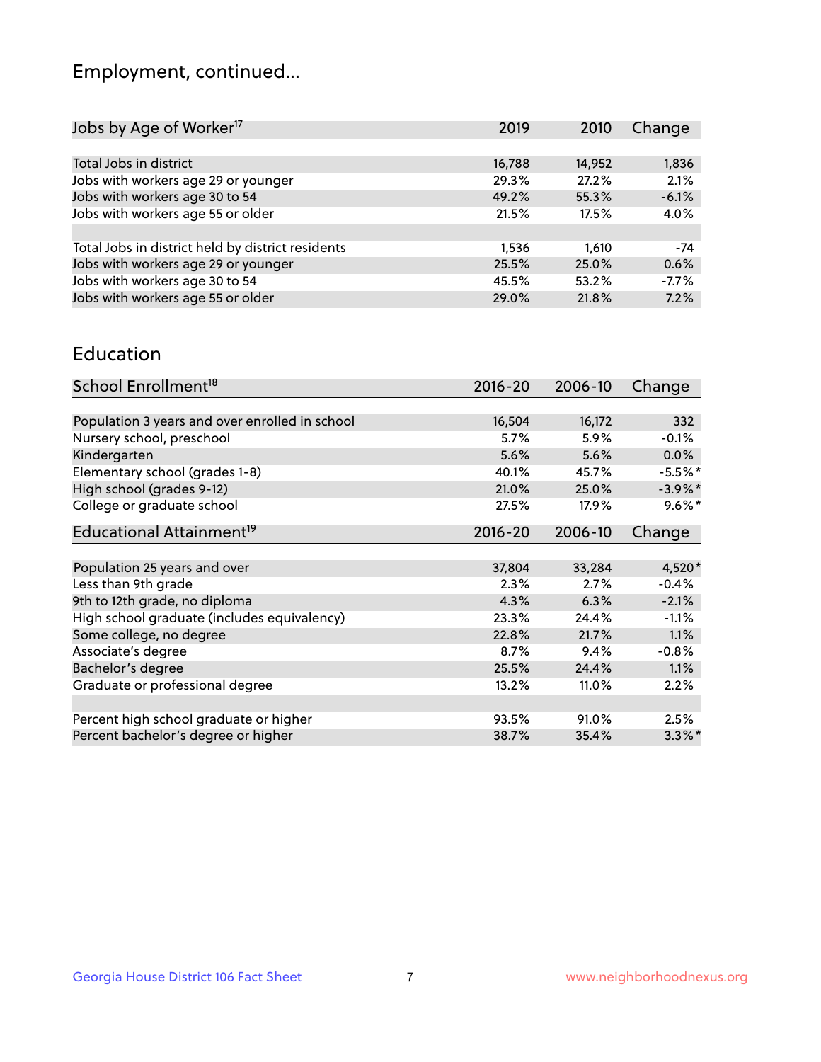## Employment, continued...

| Jobs by Age of Worker[17] | 2019 | 2010 | Change |
|---|---|---|---|
| Total Jobs in district | 16,788 | 14,952 | 1,836 |
| Jobs with workers age 29 or younger | 29.3% | 27.2% | 2.1% |
| Jobs with workers age 30 to 54 | 49.2% | 55.3% | -6.1% |
| Jobs with workers age 55 or older | 21.5% | 17.5% | 4.0% |
| | | | |
| Total Jobs in district held by district residents | 1,536 | 1,610 | -74 |
| Jobs with workers age 29 or younger | 25.5% | 25.0% | 0.6% |
| Jobs with workers age 30 to 54 | 45.5% | 53.2% | -7.7% |
| Jobs with workers age 55 or older | 29.0% | 21.8% | 7.2% |

## Education

| School Enrollment[18] | 2016-20 | 2006-10 | Change |
|---|---|---|---|
| Population 3 years and over enrolled in school | 16,504 | 16,172 | 332 |
| Nursery school, preschool | 5.7% | 5.9% | -0.1% |
| Kindergarten | 5.6% | 5.6% | 0.0% |
| Elementary school (grades 1-8) | 40.1% | 45.7% | -5.5%* |
| High school (grades 9-12) | 21.0% | 25.0% | -3.9%* |
| College or graduate school | 27.5% | 17.9% | 9.6%* |

| Educational Attainment[19] | 2016-20 | 2006-10 | Change |
|---|---|---|---|
| Population 25 years and over | 37,804 | 33,284 | 4,520* |
| Less than 9th grade | 2.3% | 2.7% | -0.4% |
| 9th to 12th grade, no diploma | 4.3% | 6.3% | -2.1% |
| High school graduate (includes equivalency) | 23.3% | 24.4% | -1.1% |
| Some college, no degree | 22.8% | 21.7% | 1.1% |
| Associate's degree | 8.7% | 9.4% | -0.8% |
| Bachelor's degree | 25.5% | 24.4% | 1.1% |
| Graduate or professional degree | 13.2% | 11.0% | 2.2% |
| | | | |
| Percent high school graduate or higher | 93.5% | 91.0% | 2.5% |
| Percent bachelor's degree or higher | 38.7% | 35.4% | 3.3%* |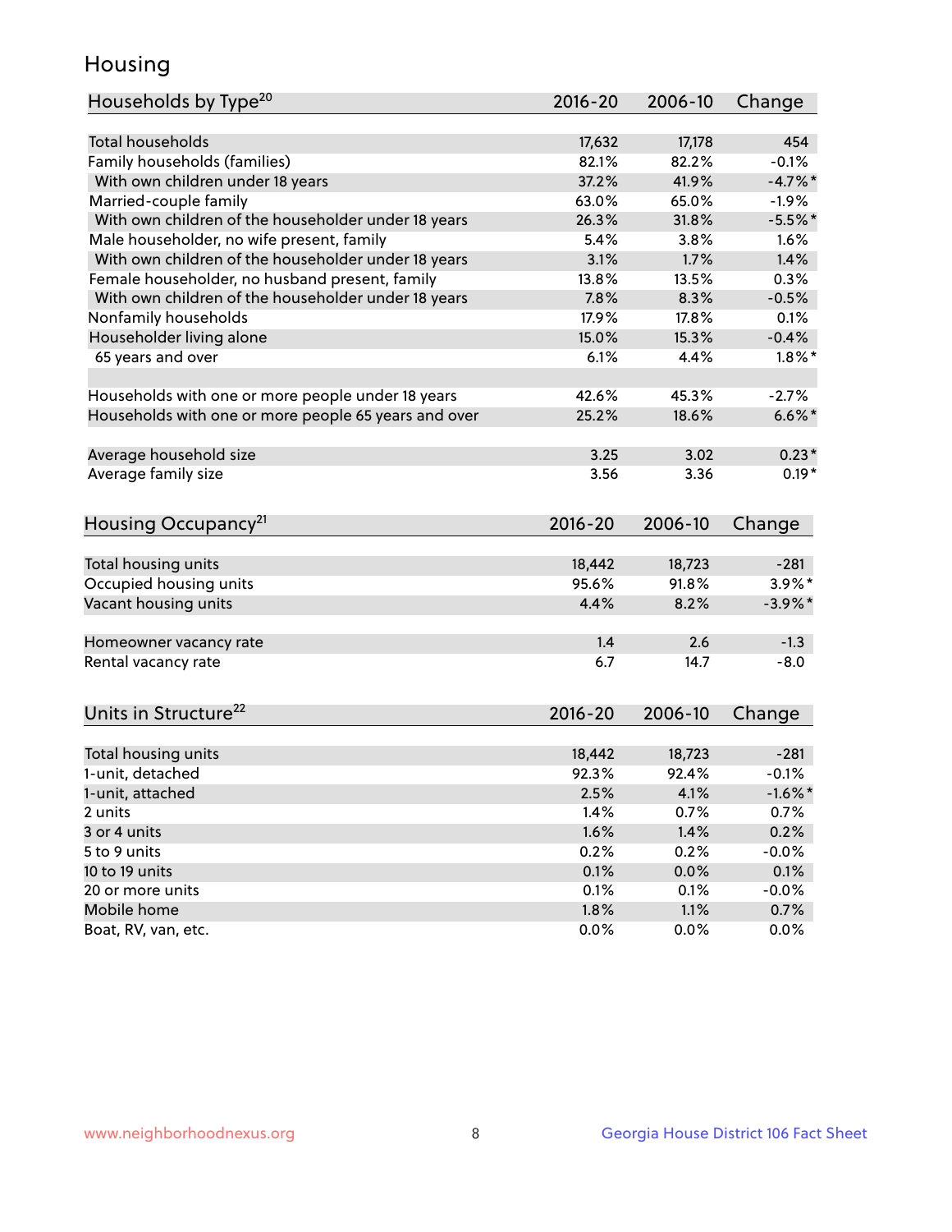# Housing

| Households by Type[20] | 2016-20 | 2006-10 | Change |
|---|---|---|---|
| Total households | 17,632 | 17,178 | 454 |
| Family households (families) | 82.1% | 82.2% | -0.1% |
| With own children under 18 years | 37.2% | 41.9% | -4.7%* |
| Married-couple family | 63.0% | 65.0% | -1.9% |
| With own children of the householder under 18 years | 26.3% | 31.8% | -5.5%* |
| Male householder, no wife present, family | 5.4% | 3.8% | 1.6% |
| With own children of the householder under 18 years | 3.1% | 1.7% | 1.4% |
| Female householder, no husband present, family | 13.8% | 13.5% | 0.3% |
| With own children of the householder under 18 years | 7.8% | 8.3% | -0.5% |
| Nonfamily households | 17.9% | 17.8% | 0.1% |
| Householder living alone | 15.0% | 15.3% | -0.4% |
| 65 years and over | 6.1% | 4.4% | 1.8%* |
| Households with one or more people under 18 years | 42.6% | 45.3% | -2.7% |
| Households with one or more people 65 years and over | 25.2% | 18.6% | 6.6%* |
| Average household size | 3.25 | 3.02 | 0.23* |
| Average family size | 3.56 | 3.36 | 0.19* |

| Housing Occupancy[21] | 2016-20 | 2006-10 | Change |
|---|---|---|---|
| Total housing units | 18,442 | 18,723 | -281 |
| Occupied housing units | 95.6% | 91.8% | 3.9%* |
| Vacant housing units | 4.4% | 8.2% | -3.9%* |
| Homeowner vacancy rate | 1.4 | 2.6 | -1.3 |
| Rental vacancy rate | 6.7 | 14.7 | -8.0 |

| Units in Structure[22] | 2016-20 | 2006-10 | Change |
|---|---|---|---|
| Total housing units | 18,442 | 18,723 | -281 |
| 1-unit, detached | 92.3% | 92.4% | -0.1% |
| 1-unit, attached | 2.5% | 4.1% | -1.6%* |
| 2 units | 1.4% | 0.7% | 0.7% |
| 3 or 4 units | 1.6% | 1.4% | 0.2% |
| 5 to 9 units | 0.2% | 0.2% | -0.0% |
| 10 to 19 units | 0.1% | 0.0% | 0.1% |
| 20 or more units | 0.1% | 0.1% | -0.0% |
| Mobile home | 1.8% | 1.1% | 0.7% |
| Boat, RV, van, etc. | 0.0% | 0.0% | 0.0% |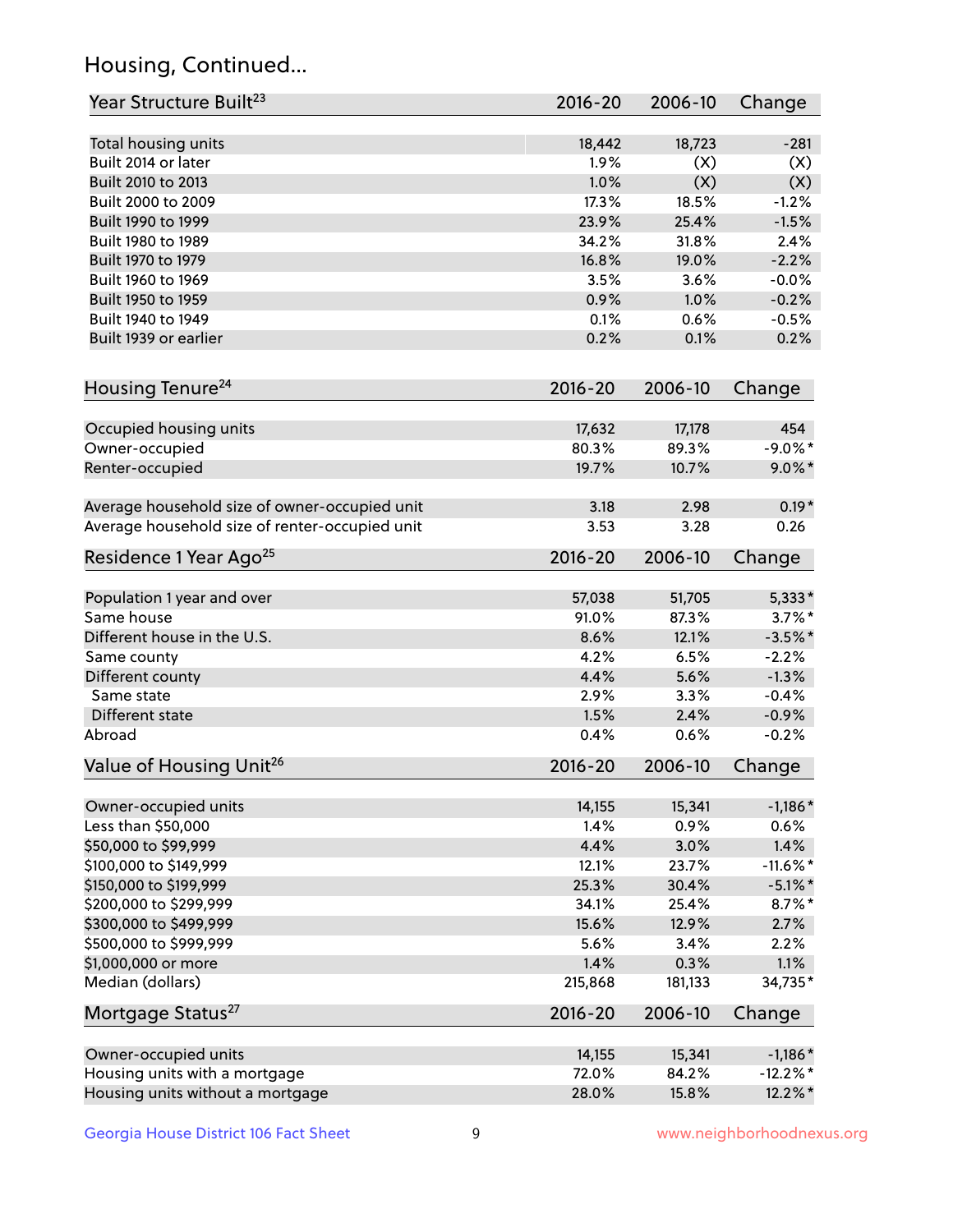## Housing, Continued...

| Year Structure Built[23] | 2016-20 | 2006-10 | Change |
|---|---|---|---|
| Total housing units | 18,442 | 18,723 | -281 |
| Built 2014 or later | 1.9% | (X) | (X) |
| Built 2010 to 2013 | 1.0% | (X) | (X) |
| Built 2000 to 2009 | 17.3% | 18.5% | -1.2% |
| Built 1990 to 1999 | 23.9% | 25.4% | -1.5% |
| Built 1980 to 1989 | 34.2% | 31.8% | 2.4% |
| Built 1970 to 1979 | 16.8% | 19.0% | -2.2% |
| Built 1960 to 1969 | 3.5% | 3.6% | -0.0% |
| Built 1950 to 1959 | 0.9% | 1.0% | -0.2% |
| Built 1940 to 1949 | 0.1% | 0.6% | -0.5% |
| Built 1939 or earlier | 0.2% | 0.1% | 0.2% |

| Housing Tenure[24] | 2016-20 | 2006-10 | Change |
|---|---|---|---|
| Occupied housing units | 17,632 | 17,178 | 454 |
| Owner-occupied | 80.3% | 89.3% | -9.0%* |
| Renter-occupied | 19.7% | 10.7% | 9.0%* |
| Average household size of owner-occupied unit | 3.18 | 2.98 | 0.19* |
| Average household size of renter-occupied unit | 3.53 | 3.28 | 0.26 |

| Residence 1 Year Ago[25] | 2016-20 | 2006-10 | Change |
|---|---|---|---|
| Population 1 year and over | 57,038 | 51,705 | 5,333* |
| Same house | 91.0% | 87.3% | 3.7%* |
| Different house in the U.S. | 8.6% | 12.1% | -3.5%* |
| Same county | 4.2% | 6.5% | -2.2% |
| Different county | 4.4% | 5.6% | -1.3% |
| Same state | 2.9% | 3.3% | -0.4% |
| Different state | 1.5% | 2.4% | -0.9% |
| Abroad | 0.4% | 0.6% | -0.2% |

| Value of Housing Unit[26] | 2016-20 | 2006-10 | Change |
|---|---|---|---|
| Owner-occupied units | 14,155 | 15,341 | -1,186* |
| Less than $50,000 | 1.4% | 0.9% | 0.6% |
| $50,000 to $99,999 | 4.4% | 3.0% | 1.4% |
| $100,000 to $149,999 | 12.1% | 23.7% | -11.6%* |
| $150,000 to $199,999 | 25.3% | 30.4% | -5.1%* |
| $200,000 to $299,999 | 34.1% | 25.4% | 8.7%* |
| $300,000 to $499,999 | 15.6% | 12.9% | 2.7% |
| $500,000 to $999,999 | 5.6% | 3.4% | 2.2% |
| $1,000,000 or more | 1.4% | 0.3% | 1.1% |
| Median (dollars) | 215,868 | 181,133 | 34,735* |

| Mortgage Status[27] | 2016-20 | 2006-10 | Change |
|---|---|---|---|
| Owner-occupied units | 14,155 | 15,341 | -1,186* |
| Housing units with a mortgage | 72.0% | 84.2% | -12.2%* |
| Housing units without a mortgage | 28.0% | 15.8% | 12.2%* |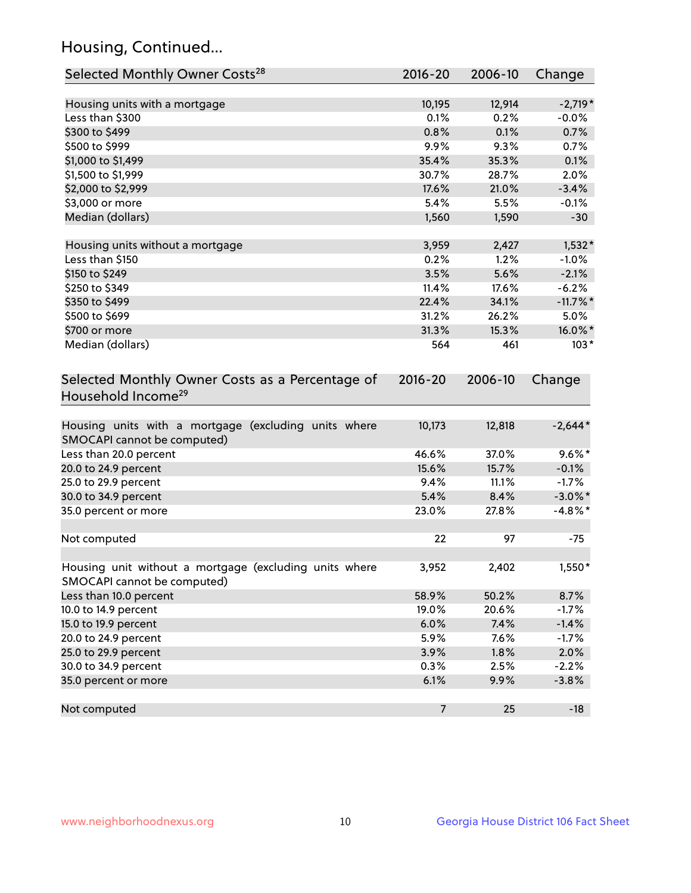## Housing, Continued...

| Selected Monthly Owner Costs[28] | 2016-20 | 2006-10 | Change |
|---|---|---|---|
| Housing units with a mortgage | 10,195 | 12,914 | -2,719* |
| Less than $300 | 0.1% | 0.2% | -0.0% |
| $300 to $499 | 0.8% | 0.1% | 0.7% |
| $500 to $999 | 9.9% | 9.3% | 0.7% |
| $1,000 to $1,499 | 35.4% | 35.3% | 0.1% |
| $1,500 to $1,999 | 30.7% | 28.7% | 2.0% |
| $2,000 to $2,999 | 17.6% | 21.0% | -3.4% |
| $3,000 or more | 5.4% | 5.5% | -0.1% |
| Median (dollars) | 1,560 | 1,590 | -30 |
| Housing units without a mortgage | 3,959 | 2,427 | 1,532* |
| Less than $150 | 0.2% | 1.2% | -1.0% |
| $150 to $249 | 3.5% | 5.6% | -2.1% |
| $250 to $349 | 11.4% | 17.6% | -6.2% |
| $350 to $499 | 22.4% | 34.1% | -11.7%* |
| $500 to $699 | 31.2% | 26.2% | 5.0% |
| $700 or more | 31.3% | 15.3% | 16.0%* |
| Median (dollars) | 564 | 461 | 103* |

| Selected Monthly Owner Costs as a Percentage of Household Income[29] | 2016-20 | 2006-10 | Change |
|---|---|---|---|
| Housing units with a mortgage (excluding units where SMOCAPI cannot be computed) | 10,173 | 12,818 | -2,644* |
| Less than 20.0 percent | 46.6% | 37.0% | 9.6%* |
| 20.0 to 24.9 percent | 15.6% | 15.7% | -0.1% |
| 25.0 to 29.9 percent | 9.4% | 11.1% | -1.7% |
| 30.0 to 34.9 percent | 5.4% | 8.4% | -3.0%* |
| 35.0 percent or more | 23.0% | 27.8% | -4.8%* |
| Not computed | 22 | 97 | -75 |
| Housing unit without a mortgage (excluding units where SMOCAPI cannot be computed) | 3,952 | 2,402 | 1,550* |
| Less than 10.0 percent | 58.9% | 50.2% | 8.7% |
| 10.0 to 14.9 percent | 19.0% | 20.6% | -1.7% |
| 15.0 to 19.9 percent | 6.0% | 7.4% | -1.4% |
| 20.0 to 24.9 percent | 5.9% | 7.6% | -1.7% |
| 25.0 to 29.9 percent | 3.9% | 1.8% | 2.0% |
| 30.0 to 34.9 percent | 0.3% | 2.5% | -2.2% |
| 35.0 percent or more | 6.1% | 9.9% | -3.8% |
| Not computed | 7 | 25 | -18 |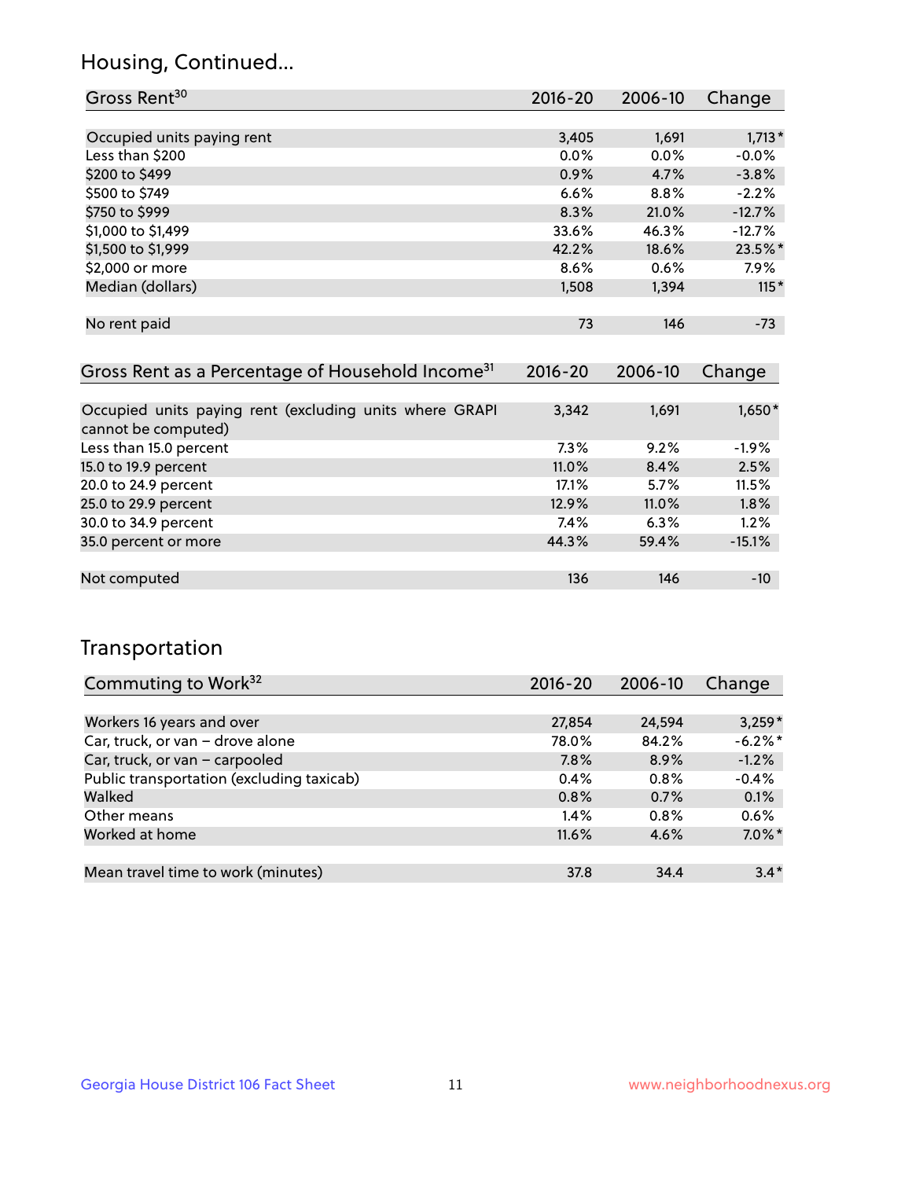## Housing, Continued...

| Gross Rent[30] | 2016-20 | 2006-10 | Change |
|---|---|---|---|
| Occupied units paying rent | 3,405 | 1,691 | 1,713* |
| Less than $200 | 0.0% | 0.0% | -0.0% |
| $200 to $499 | 0.9% | 4.7% | -3.8% |
| $500 to $749 | 6.6% | 8.8% | -2.2% |
| $750 to $999 | 8.3% | 21.0% | -12.7% |
| $1,000 to $1,499 | 33.6% | 46.3% | -12.7% |
| $1,500 to $1,999 | 42.2% | 18.6% | 23.5%* |
| $2,000 or more | 8.6% | 0.6% | 7.9% |
| Median (dollars) | 1,508 | 1,394 | 115* |
| No rent paid | 73 | 146 | -73 |

| Gross Rent as a Percentage of Household Income[31] | 2016-20 | 2006-10 | Change |
|---|---|---|---|
| Occupied units paying rent (excluding units where GRAPI cannot be computed) | 3,342 | 1,691 | 1,650* |
| Less than 15.0 percent | 7.3% | 9.2% | -1.9% |
| 15.0 to 19.9 percent | 11.0% | 8.4% | 2.5% |
| 20.0 to 24.9 percent | 17.1% | 5.7% | 11.5% |
| 25.0 to 29.9 percent | 12.9% | 11.0% | 1.8% |
| 30.0 to 34.9 percent | 7.4% | 6.3% | 1.2% |
| 35.0 percent or more | 44.3% | 59.4% | -15.1% |
| Not computed | 136 | 146 | -10 |

## Transportation

| Commuting to Work[32] | 2016-20 | 2006-10 | Change |
|---|---|---|---|
| Workers 16 years and over | 27,854 | 24,594 | 3,259* |
| Car, truck, or van – drove alone | 78.0% | 84.2% | -6.2%* |
| Car, truck, or van – carpooled | 7.8% | 8.9% | -1.2% |
| Public transportation (excluding taxicab) | 0.4% | 0.8% | -0.4% |
| Walked | 0.8% | 0.7% | 0.1% |
| Other means | 1.4% | 0.8% | 0.6% |
| Worked at home | 11.6% | 4.6% | 7.0%* |
| Mean travel time to work (minutes) | 37.8 | 34.4 | 3.4* |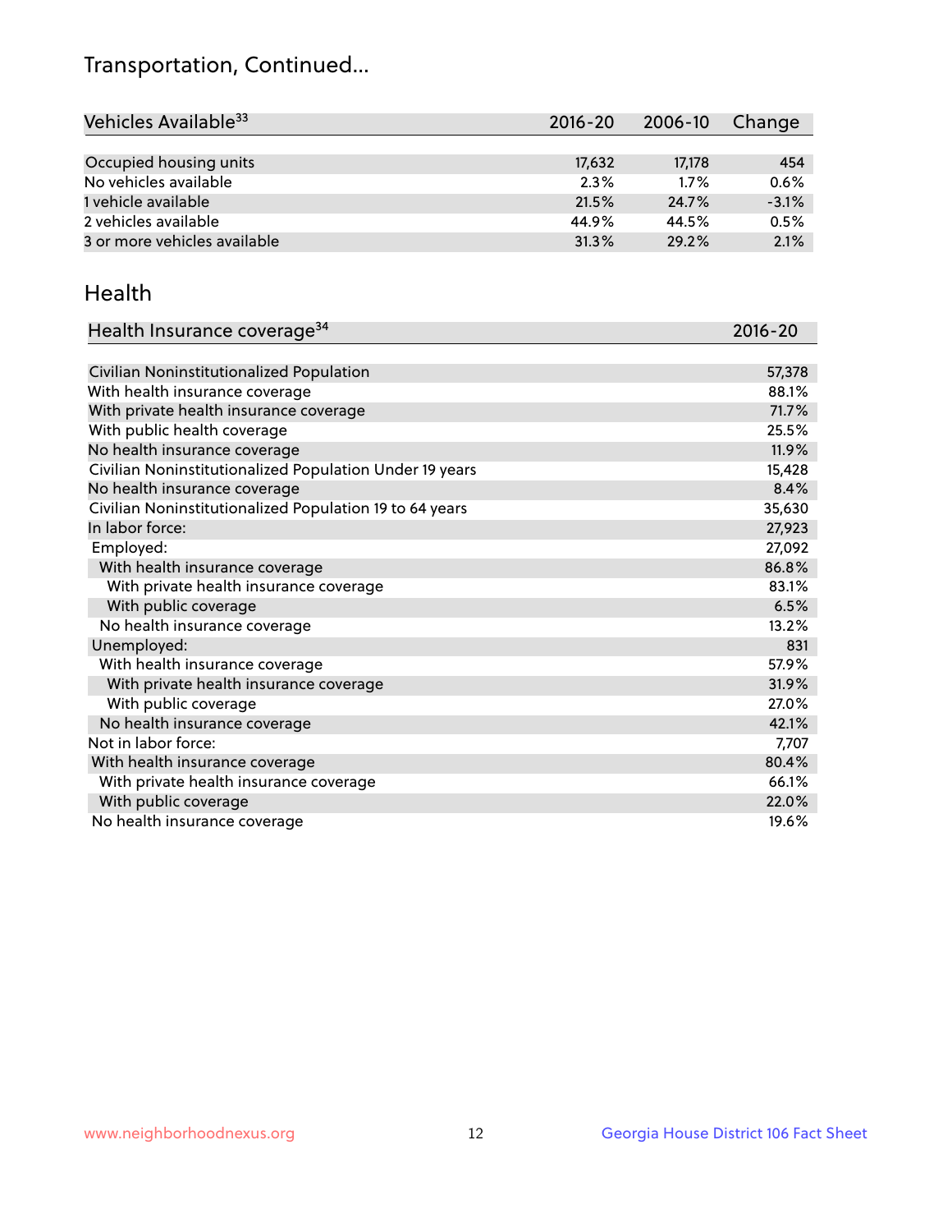# Transportation, Continued...

| Vehicles Available[33] | 2016-20 | 2006-10 | Change |
|---|---|---|---|
| Occupied housing units | 17,632 | 17,178 | 454 |
| No vehicles available | 2.3% | 1.7% | 0.6% |
| 1 vehicle available | 21.5% | 24.7% | -3.1% |
| 2 vehicles available | 44.9% | 44.5% | 0.5% |
| 3 or more vehicles available | 31.3% | 29.2% | 2.1% |

## Health

| Health Insurance coverage[34] | 2016-20 |
|---|---|
| Civilian Noninstitutionalized Population | 57,378 |
| With health insurance coverage | 88.1% |
| With private health insurance coverage | 71.7% |
| With public health coverage | 25.5% |
| No health insurance coverage | 11.9% |
| Civilian Noninstitutionalized Population Under 19 years | 15,428 |
| No health insurance coverage | 8.4% |
| Civilian Noninstitutionalized Population 19 to 64 years | 35,630 |
| In labor force: | 27,923 |
| Employed: | 27,092 |
| With health insurance coverage | 86.8% |
| With private health insurance coverage | 83.1% |
| With public coverage | 6.5% |
| No health insurance coverage | 13.2% |
| Unemployed: | 831 |
| With health insurance coverage | 57.9% |
| With private health insurance coverage | 31.9% |
| With public coverage | 27.0% |
| No health insurance coverage | 42.1% |
| Not in labor force: | 7,707 |
| With health insurance coverage | 80.4% |
| With private health insurance coverage | 66.1% |
| With public coverage | 22.0% |
| No health insurance coverage | 19.6% |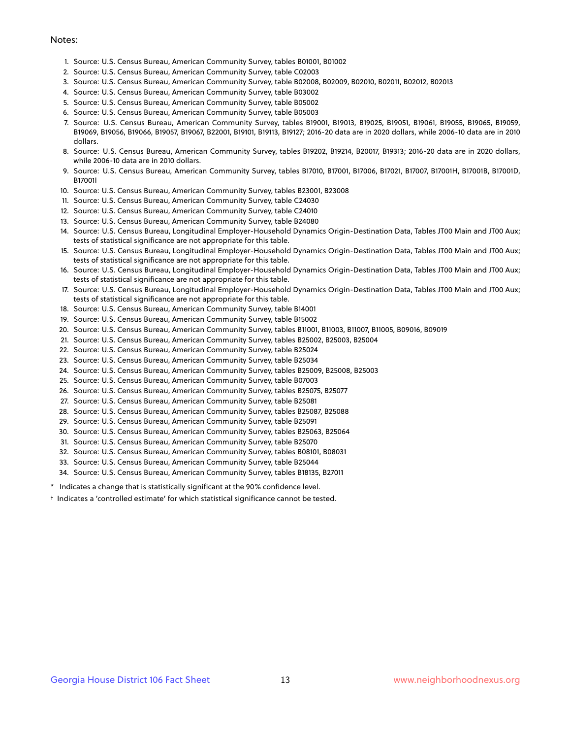Notes:

1. Source: U.S. Census Bureau, American Community Survey, tables B01001, B01002
2. Source: U.S. Census Bureau, American Community Survey, table C02003
3. Source: U.S. Census Bureau, American Community Survey, table B02008, B02009, B02010, B02011, B02012, B02013
4. Source: U.S. Census Bureau, American Community Survey, table B03002
5. Source: U.S. Census Bureau, American Community Survey, table B05002
6. Source: U.S. Census Bureau, American Community Survey, table B05003
7. Source: U.S. Census Bureau, American Community Survey, tables B19001, B19013, B19025, B19051, B19061, B19055, B19065, B19059, B19069, B19056, B19066, B19057, B19067, B22001, B19101, B19113, B19127; 2016-20 data are in 2020 dollars, while 2006-10 data are in 2010 dollars.
8. Source: U.S. Census Bureau, American Community Survey, tables B19202, B19214, B20017, B19313; 2016-20 data are in 2020 dollars, while 2006-10 data are in 2010 dollars.
9. Source: U.S. Census Bureau, American Community Survey, tables B17010, B17001, B17006, B17021, B17007, B17001H, B17001B, B17001D, B17001I
10. Source: U.S. Census Bureau, American Community Survey, tables B23001, B23008
11. Source: U.S. Census Bureau, American Community Survey, table C24030
12. Source: U.S. Census Bureau, American Community Survey, table C24010
13. Source: U.S. Census Bureau, American Community Survey, table B24080
14. Source: U.S. Census Bureau, Longitudinal Employer-Household Dynamics Origin-Destination Data, Tables JT00 Main and JT00 Aux; tests of statistical significance are not appropriate for this table.
15. Source: U.S. Census Bureau, Longitudinal Employer-Household Dynamics Origin-Destination Data, Tables JT00 Main and JT00 Aux; tests of statistical significance are not appropriate for this table.
16. Source: U.S. Census Bureau, Longitudinal Employer-Household Dynamics Origin-Destination Data, Tables JT00 Main and JT00 Aux; tests of statistical significance are not appropriate for this table.
17. Source: U.S. Census Bureau, Longitudinal Employer-Household Dynamics Origin-Destination Data, Tables JT00 Main and JT00 Aux; tests of statistical significance are not appropriate for this table.
18. Source: U.S. Census Bureau, American Community Survey, table B14001
19. Source: U.S. Census Bureau, American Community Survey, table B15002
20. Source: U.S. Census Bureau, American Community Survey, tables B11001, B11003, B11007, B11005, B09016, B09019
21. Source: U.S. Census Bureau, American Community Survey, tables B25002, B25003, B25004
22. Source: U.S. Census Bureau, American Community Survey, table B25024
23. Source: U.S. Census Bureau, American Community Survey, table B25034
24. Source: U.S. Census Bureau, American Community Survey, tables B25009, B25008, B25003
25. Source: U.S. Census Bureau, American Community Survey, table B07003
26. Source: U.S. Census Bureau, American Community Survey, tables B25075, B25077
27. Source: U.S. Census Bureau, American Community Survey, table B25081
28. Source: U.S. Census Bureau, American Community Survey, tables B25087, B25088
29. Source: U.S. Census Bureau, American Community Survey, table B25091
30. Source: U.S. Census Bureau, American Community Survey, tables B25063, B25064
31. Source: U.S. Census Bureau, American Community Survey, table B25070
32. Source: U.S. Census Bureau, American Community Survey, tables B08101, B08031
33. Source: U.S. Census Bureau, American Community Survey, table B25044
34. Source: U.S. Census Bureau, American Community Survey, tables B18135, B27011

\* Indicates a change that is statistically significant at the 90% confidence level.

† Indicates a 'controlled estimate' for which statistical significance cannot be tested.